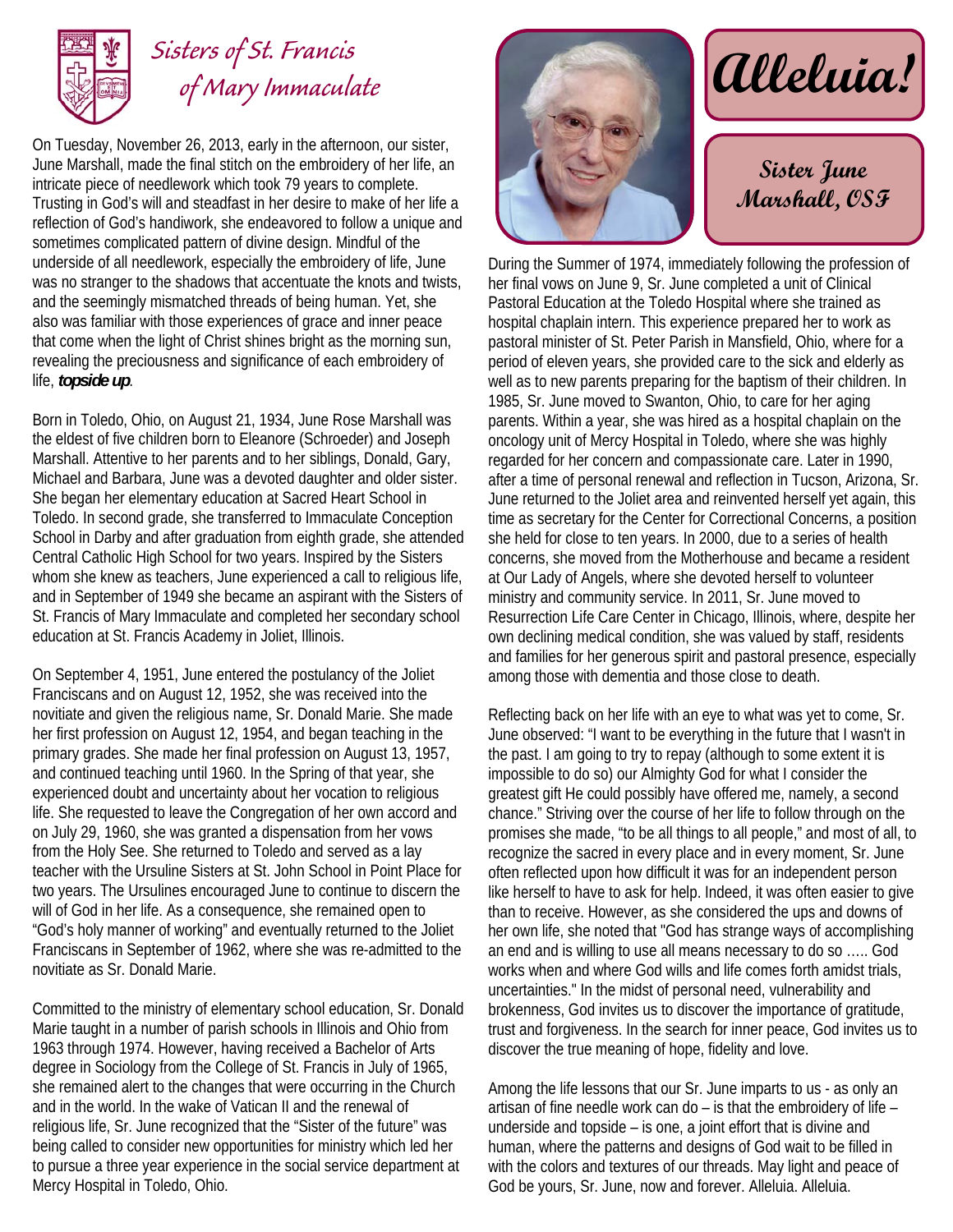# Sisters of St. Francis of Mary Immaculate

# Alleluia!

## Sister June Marshall, OSF

On Tuesday, November 26, 2013, early in the afternoon, our sister, June Marshall, made the final stitch on the embroidery of her life, an intricate piece of needlework which took 79 years to complete. Trusting in God's will and steadfast in her desire to make of her life a reflection of God's handiwork, she endeavored to follow a unique and sometimes complicated pattern of divine design. Mindful of the underside of all needlework, especially the embroidery of life, June was no stranger to the shadows that accentuate the knots and twists, and the seemingly mismatched threads of being human. Yet, she also was familiar with those experiences of grace and inner peace that come when the light of Christ shines bright as the morning sun, revealing the preciousness and significance of each embroidery of life, ***topside up***.

Born in Toledo, Ohio, on August 21, 1934, June Rose Marshall was the eldest of five children born to Eleanore (Schroeder) and Joseph Marshall. Attentive to her parents and to her siblings, Donald, Gary, Michael and Barbara, June was a devoted daughter and older sister. She began her elementary education at Sacred Heart School in Toledo. In second grade, she transferred to Immaculate Conception School in Darby and after graduation from eighth grade, she attended Central Catholic High School for two years. Inspired by the Sisters whom she knew as teachers, June experienced a call to religious life, and in September of 1949 she became an aspirant with the Sisters of St. Francis of Mary Immaculate and completed her secondary school education at St. Francis Academy in Joliet, Illinois.

On September 4, 1951, June entered the postulancy of the Joliet Franciscans and on August 12, 1952, she was received into the novitiate and given the religious name, Sr. Donald Marie. She made her first profession on August 12, 1954, and began teaching in the primary grades. She made her final profession on August 13, 1957, and continued teaching until 1960. In the Spring of that year, she experienced doubt and uncertainty about her vocation to religious life. She requested to leave the Congregation of her own accord and on July 29, 1960, she was granted a dispensation from her vows from the Holy See. She returned to Toledo and served as a lay teacher with the Ursuline Sisters at St. John School in Point Place for two years. The Ursulines encouraged June to continue to discern the will of God in her life. As a consequence, she remained open to "God's holy manner of working" and eventually returned to the Joliet Franciscans in September of 1962, where she was re-admitted to the novitiate as Sr. Donald Marie.

Committed to the ministry of elementary school education, Sr. Donald Marie taught in a number of parish schools in Illinois and Ohio from 1963 through 1974. However, having received a Bachelor of Arts degree in Sociology from the College of St. Francis in July of 1965, she remained alert to the changes that were occurring in the Church and in the world. In the wake of Vatican II and the renewal of religious life, Sr. June recognized that the "Sister of the future" was being called to consider new opportunities for ministry which led her to pursue a three year experience in the social service department at Mercy Hospital in Toledo, Ohio.

During the Summer of 1974, immediately following the profession of her final vows on June 9, Sr. June completed a unit of Clinical Pastoral Education at the Toledo Hospital where she trained as hospital chaplain intern. This experience prepared her to work as pastoral minister of St. Peter Parish in Mansfield, Ohio, where for a period of eleven years, she provided care to the sick and elderly as well as to new parents preparing for the baptism of their children. In 1985, Sr. June moved to Swanton, Ohio, to care for her aging parents. Within a year, she was hired as a hospital chaplain on the oncology unit of Mercy Hospital in Toledo, where she was highly regarded for her concern and compassionate care. Later in 1990, after a time of personal renewal and reflection in Tucson, Arizona, Sr. June returned to the Joliet area and reinvented herself yet again, this time as secretary for the Center for Correctional Concerns, a position she held for close to ten years. In 2000, due to a series of health concerns, she moved from the Motherhouse and became a resident at Our Lady of Angels, where she devoted herself to volunteer ministry and community service. In 2011, Sr. June moved to Resurrection Life Care Center in Chicago, Illinois, where, despite her own declining medical condition, she was valued by staff, residents and families for her generous spirit and pastoral presence, especially among those with dementia and those close to death.

Reflecting back on her life with an eye to what was yet to come, Sr. June observed: "I want to be everything in the future that I wasn't in the past. I am going to try to repay (although to some extent it is impossible to do so) our Almighty God for what I consider the greatest gift He could possibly have offered me, namely, a second chance." Striving over the course of her life to follow through on the promises she made, "to be all things to all people," and most of all, to recognize the sacred in every place and in every moment, Sr. June often reflected upon how difficult it was for an independent person like herself to have to ask for help. Indeed, it was often easier to give than to receive. However, as she considered the ups and downs of her own life, she noted that "God has strange ways of accomplishing an end and is willing to use all means necessary to do so ..... God works when and where God wills and life comes forth amidst trials, uncertainties." In the midst of personal need, vulnerability and brokenness, God invites us to discover the importance of gratitude, trust and forgiveness. In the search for inner peace, God invites us to discover the true meaning of hope, fidelity and love.

Among the life lessons that our Sr. June imparts to us - as only an artisan of fine needle work can do – is that the embroidery of life – underside and topside – is one, a joint effort that is divine and human, where the patterns and designs of God wait to be filled in with the colors and textures of our threads. May light and peace of God be yours, Sr. June, now and forever. Alleluia. Alleluia.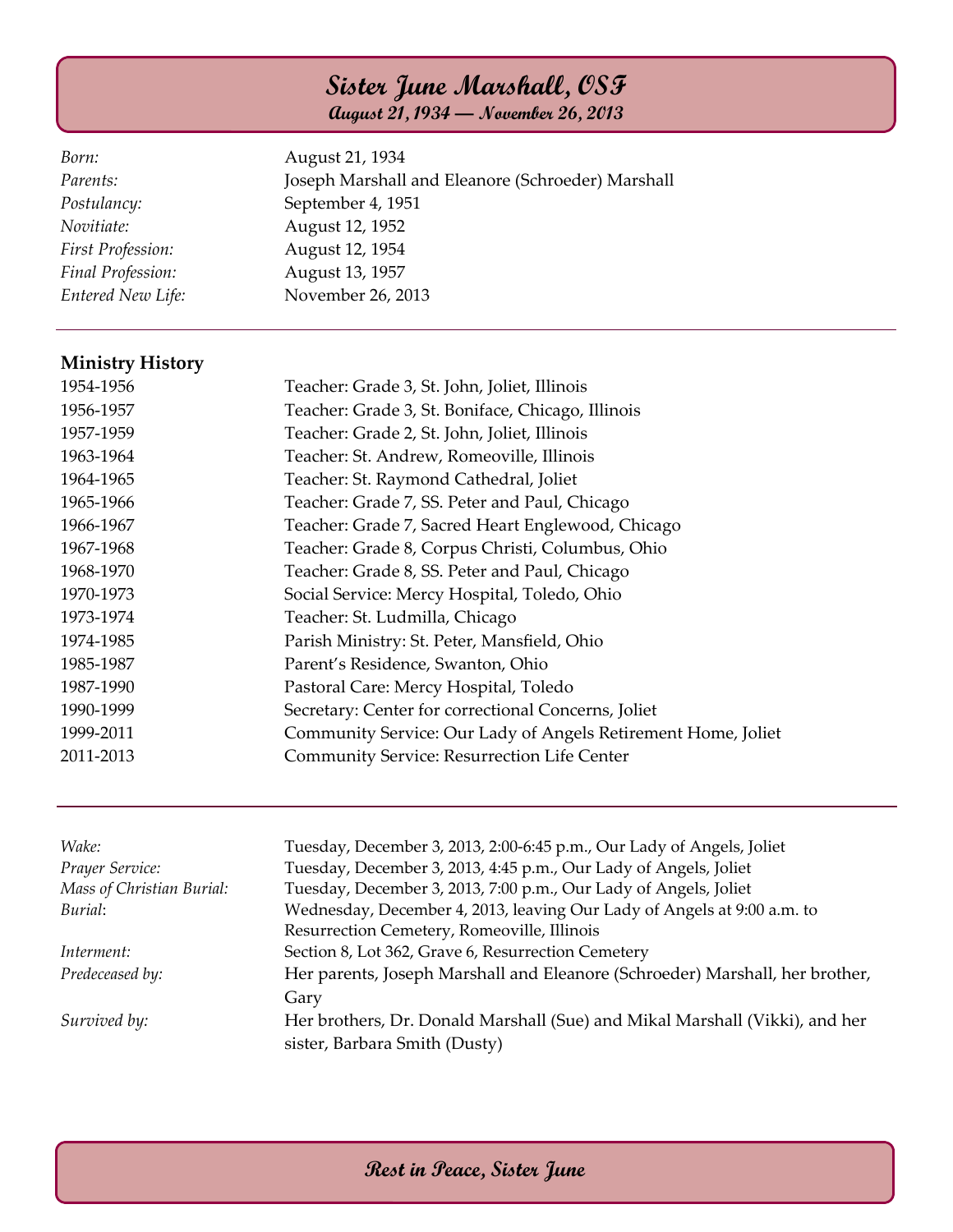# Sister June Marshall, OSF

**August 21, 1934 — November 26, 2013**

| | |
|---|---|
| *Born:* | August 21, 1934 |
| *Parents:* | Joseph Marshall and Eleanore (Schroeder) Marshall |
| *Postulancy:* | September 4, 1951 |
| *Novitiate:* | August 12, 1952 |
| *First Profession:* | August 12, 1954 |
| *Final Profession:* | August 13, 1957 |
| *Entered New Life:* | November 26, 2013 |

## Ministry History

| | |
|---|---|
| 1954-1956 | Teacher: Grade 3, St. John, Joliet, Illinois |
| 1956-1957 | Teacher: Grade 3, St. Boniface, Chicago, Illinois |
| 1957-1959 | Teacher: Grade 2, St. John, Joliet, Illinois |
| 1963-1964 | Teacher: St. Andrew, Romeoville, Illinois |
| 1964-1965 | Teacher: St. Raymond Cathedral, Joliet |
| 1965-1966 | Teacher: Grade 7, SS. Peter and Paul, Chicago |
| 1966-1967 | Teacher: Grade 7, Sacred Heart Englewood, Chicago |
| 1967-1968 | Teacher: Grade 8, Corpus Christi, Columbus, Ohio |
| 1968-1970 | Teacher: Grade 8, SS. Peter and Paul, Chicago |
| 1970-1973 | Social Service: Mercy Hospital, Toledo, Ohio |
| 1973-1974 | Teacher: St. Ludmilla, Chicago |
| 1974-1985 | Parish Ministry: St. Peter, Mansfield, Ohio |
| 1985-1987 | Parent's Residence, Swanton, Ohio |
| 1987-1990 | Pastoral Care: Mercy Hospital, Toledo |
| 1990-1999 | Secretary: Center for correctional Concerns, Joliet |
| 1999-2011 | Community Service: Our Lady of Angels Retirement Home, Joliet |
| 2011-2013 | Community Service: Resurrection Life Center |

| | |
|---|---|
| *Wake:* | Tuesday, December 3, 2013, 2:00-6:45 p.m., Our Lady of Angels, Joliet |
| *Prayer Service:* | Tuesday, December 3, 2013, 4:45 p.m., Our Lady of Angels, Joliet |
| *Mass of Christian Burial:* | Tuesday, December 3, 2013, 7:00 p.m., Our Lady of Angels, Joliet |
| *Burial:* | Wednesday, December 4, 2013, leaving Our Lady of Angels at 9:00 a.m. to Resurrection Cemetery, Romeoville, Illinois |
| *Interment:* | Section 8, Lot 362, Grave 6, Resurrection Cemetery |
| *Predeceased by:* | Her parents, Joseph Marshall and Eleanore (Schroeder) Marshall, her brother, Gary |
| *Survived by:* | Her brothers, Dr. Donald Marshall (Sue) and Mikal Marshall (Vikki), and her sister, Barbara Smith (Dusty) |

**Rest in Peace, Sister June**